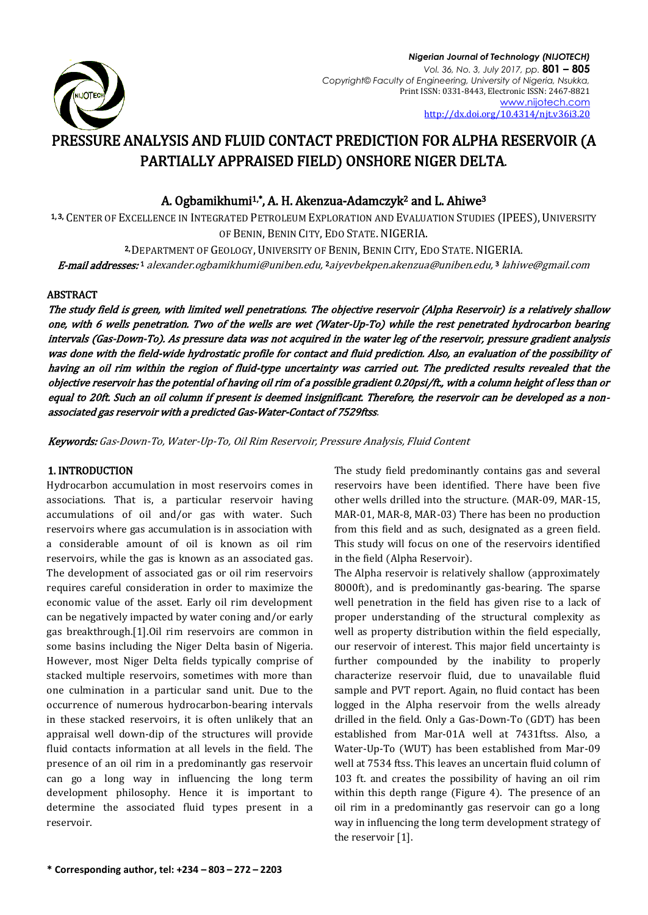# PRESSURE ANALYSIS AND FLUID CONTACT PREDICTION FOR ALPHA RESERVOIR (A PARTIALLY APPRAISED FIELD) ONSHORE NIGER DELTA.

**A. Ogbamikhumi[1,*], A. H. Akenzua-Adamczyk[2] and L. Ahiwe[3]**

[1,3] CENTER OF EXCELLENCE IN INTEGRATED PETROLEUM EXPLORATION AND EVALUATION STUDIES (IPEES), UNIVERSITY OF BENIN, BENIN CITY, EDO STATE. NIGERIA.

[2] DEPARTMENT OF GEOLOGY, UNIVERSITY OF BENIN, BENIN CITY, EDO STATE. NIGERIA.

*E-mail addresses:* [1] alexander.ogbamikhumi@uniben.edu, [2] aiyevbekpen.akenzua@uniben.edu, [3] lahiwe@gmail.com

## ABSTRACT

*The study field is green, with limited well penetrations. The objective reservoir (Alpha Reservoir) is a relatively shallow one, with 6 wells penetration. Two of the wells are wet (Water-Up-To) while the rest penetrated hydrocarbon bearing intervals (Gas-Down-To). As pressure data was not acquired in the water leg of the reservoir, pressure gradient analysis was done with the field-wide hydrostatic profile for contact and fluid prediction. Also, an evaluation of the possibility of having an oil rim within the region of fluid-type uncertainty was carried out. The predicted results revealed that the objective reservoir has the potential of having oil rim of a possible gradient 0.20psi/ft., with a column height of less than or equal to 20ft. Such an oil column if present is deemed insignificant. Therefore, the reservoir can be developed as a non-associated gas reservoir with a predicted Gas-Water-Contact of 7529ftss.*

**Keywords:** *Gas-Down-To, Water-Up-To, Oil Rim Reservoir, Pressure Analysis, Fluid Content*

## 1. INTRODUCTION

Hydrocarbon accumulation in most reservoirs comes in associations. That is, a particular reservoir having accumulations of oil and/or gas with water. Such reservoirs where gas accumulation is in association with a considerable amount of oil is known as oil rim reservoirs, while the gas is known as an associated gas. The development of associated gas or oil rim reservoirs requires careful consideration in order to maximize the economic value of the asset. Early oil rim development can be negatively impacted by water coning and/or early gas breakthrough.[1].Oil rim reservoirs are common in some basins including the Niger Delta basin of Nigeria. However, most Niger Delta fields typically comprise of stacked multiple reservoirs, sometimes with more than one culmination in a particular sand unit. Due to the occurrence of numerous hydrocarbon-bearing intervals in these stacked reservoirs, it is often unlikely that an appraisal well down-dip of the structures will provide fluid contacts information at all levels in the field. The presence of an oil rim in a predominantly gas reservoir can go a long way in influencing the long term development philosophy. Hence it is important to determine the associated fluid types present in a reservoir.

The study field predominantly contains gas and several reservoirs have been identified. There have been five other wells drilled into the structure. (MAR-09, MAR-15, MAR-01, MAR-8, MAR-03) There has been no production from this field and as such, designated as a green field. This study will focus on one of the reservoirs identified in the field (Alpha Reservoir).

The Alpha reservoir is relatively shallow (approximately 8000ft), and is predominantly gas-bearing. The sparse well penetration in the field has given rise to a lack of proper understanding of the structural complexity as well as property distribution within the field especially, our reservoir of interest. This major field uncertainty is further compounded by the inability to properly characterize reservoir fluid, due to unavailable fluid sample and PVT report. Again, no fluid contact has been logged in the Alpha reservoir from the wells already drilled in the field. Only a Gas-Down-To (GDT) has been established from Mar-01A well at 7431ftss. Also, a Water-Up-To (WUT) has been established from Mar-09 well at 7534 ftss. This leaves an uncertain fluid column of 103 ft. and creates the possibility of having an oil rim within this depth range (Figure 4). The presence of an oil rim in a predominantly gas reservoir can go a long way in influencing the long term development strategy of the reservoir [1].

**\* Corresponding author, tel: +234 – 803 – 272 – 2203**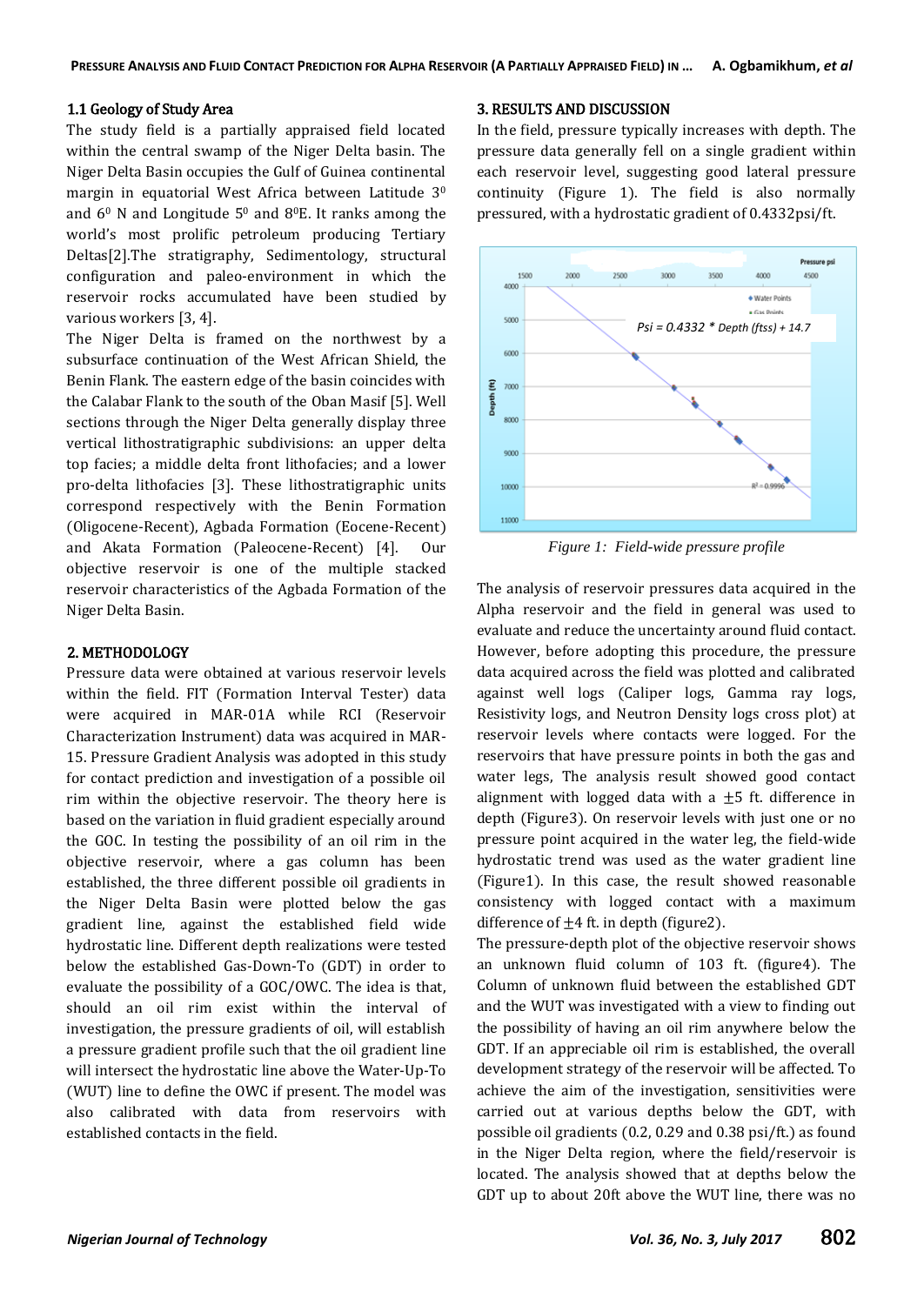### 1.1 Geology of Study Area

The study field is a partially appraised field located within the central swamp of the Niger Delta basin. The Niger Delta Basin occupies the Gulf of Guinea continental margin in equatorial West Africa between Latitude $3^0$ and $6^0$ N and Longitude $5^0$ and $8^0$E. It ranks among the world's most prolific petroleum producing Tertiary Deltas[2].The stratigraphy, Sedimentology, structural configuration and paleo-environment in which the reservoir rocks accumulated have been studied by various workers [3, 4].

The Niger Delta is framed on the northwest by a subsurface continuation of the West African Shield, the Benin Flank. The eastern edge of the basin coincides with the Calabar Flank to the south of the Oban Masif [5]. Well sections through the Niger Delta generally display three vertical lithostratigraphic subdivisions: an upper delta top facies; a middle delta front lithofacies; and a lower pro-delta lithofacies [3]. These lithostratigraphic units correspond respectively with the Benin Formation (Oligocene-Recent), Agbada Formation (Eocene-Recent) and Akata Formation (Paleocene-Recent) [4]. Our objective reservoir is one of the multiple stacked reservoir characteristics of the Agbada Formation of the Niger Delta Basin.

## 2. METHODOLOGY

Pressure data were obtained at various reservoir levels within the field. FIT (Formation Interval Tester) data were acquired in MAR-01A while RCI (Reservoir Characterization Instrument) data was acquired in MAR-15. Pressure Gradient Analysis was adopted in this study for contact prediction and investigation of a possible oil rim within the objective reservoir. The theory here is based on the variation in fluid gradient especially around the GOC. In testing the possibility of an oil rim in the objective reservoir, where a gas column has been established, the three different possible oil gradients in the Niger Delta Basin were plotted below the gas gradient line, against the established field wide hydrostatic line. Different depth realizations were tested below the established Gas-Down-To (GDT) in order to evaluate the possibility of a GOC/OWC. The idea is that, should an oil rim exist within the interval of investigation, the pressure gradients of oil, will establish a pressure gradient profile such that the oil gradient line will intersect the hydrostatic line above the Water-Up-To (WUT) line to define the OWC if present. The model was also calibrated with data from reservoirs with established contacts in the field.

## 3. RESULTS AND DISCUSSION

In the field, pressure typically increases with depth. The pressure data generally fell on a single gradient within each reservoir level, suggesting good lateral pressure continuity (Figure 1). The field is also normally pressured, with a hydrostatic gradient of 0.4332psi/ft.

*Figure 1: Field-wide pressure profile*

The analysis of reservoir pressures data acquired in the Alpha reservoir and the field in general was used to evaluate and reduce the uncertainty around fluid contact. However, before adopting this procedure, the pressure data acquired across the field was plotted and calibrated against well logs (Caliper logs, Gamma ray logs, Resistivity logs, and Neutron Density logs cross plot) at reservoir levels where contacts were logged. For the reservoirs that have pressure points in both the gas and water legs, The analysis result showed good contact alignment with logged data with a $\pm$5 ft. difference in depth (Figure3). On reservoir levels with just one or no pressure point acquired in the water leg, the field-wide hydrostatic trend was used as the water gradient line (Figure1). In this case, the result showed reasonable consistency with logged contact with a maximum difference of $\pm$4 ft. in depth (figure2).

The pressure-depth plot of the objective reservoir shows an unknown fluid column of 103 ft. (figure4). The Column of unknown fluid between the established GDT and the WUT was investigated with a view to finding out the possibility of having an oil rim anywhere below the GDT. If an appreciable oil rim is established, the overall development strategy of the reservoir will be affected. To achieve the aim of the investigation, sensitivities were carried out at various depths below the GDT, with possible oil gradients (0.2, 0.29 and 0.38 psi/ft.) as found in the Niger Delta region, where the field/reservoir is located. The analysis showed that at depths below the GDT up to about 20ft above the WUT line, there was no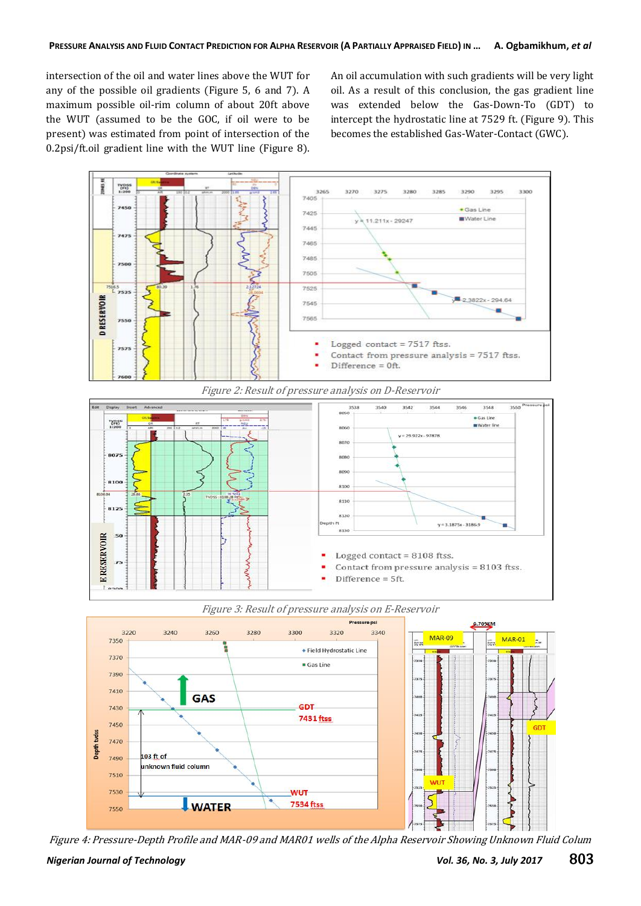intersection of the oil and water lines above the WUT for any of the possible oil gradients (Figure 5, 6 and 7). A maximum possible oil-rim column of about 20ft above the WUT (assumed to be the GOC, if oil were to be present) was estimated from point of intersection of the 0.2psi/ft.oil gradient line with the WUT line (Figure 8). An oil accumulation with such gradients will be very light oil. As a result of this conclusion, the gas gradient line was extended below the Gas-Down-To (GDT) to intercept the hydrostatic line at 7529 ft. (Figure 9). This becomes the established Gas-Water-Contact (GWC).

- Logged contact = 7517 ftss.
- Contact from pressure analysis = 7517 ftss.
- Difference = 0ft.

*Figure 2: Result of pressure analysis on D-Reservoir*

- Logged contact = 8108 ftss.
- Contact from pressure analysis = 8103 ftss.
- Difference = 5ft.

*Figure 3: Result of pressure analysis on E-Reservoir*

*Figure 4: Pressure-Depth Profile and MAR-09 and MAR01 wells of the Alpha Reservoir Showing Unknown Fluid Colum*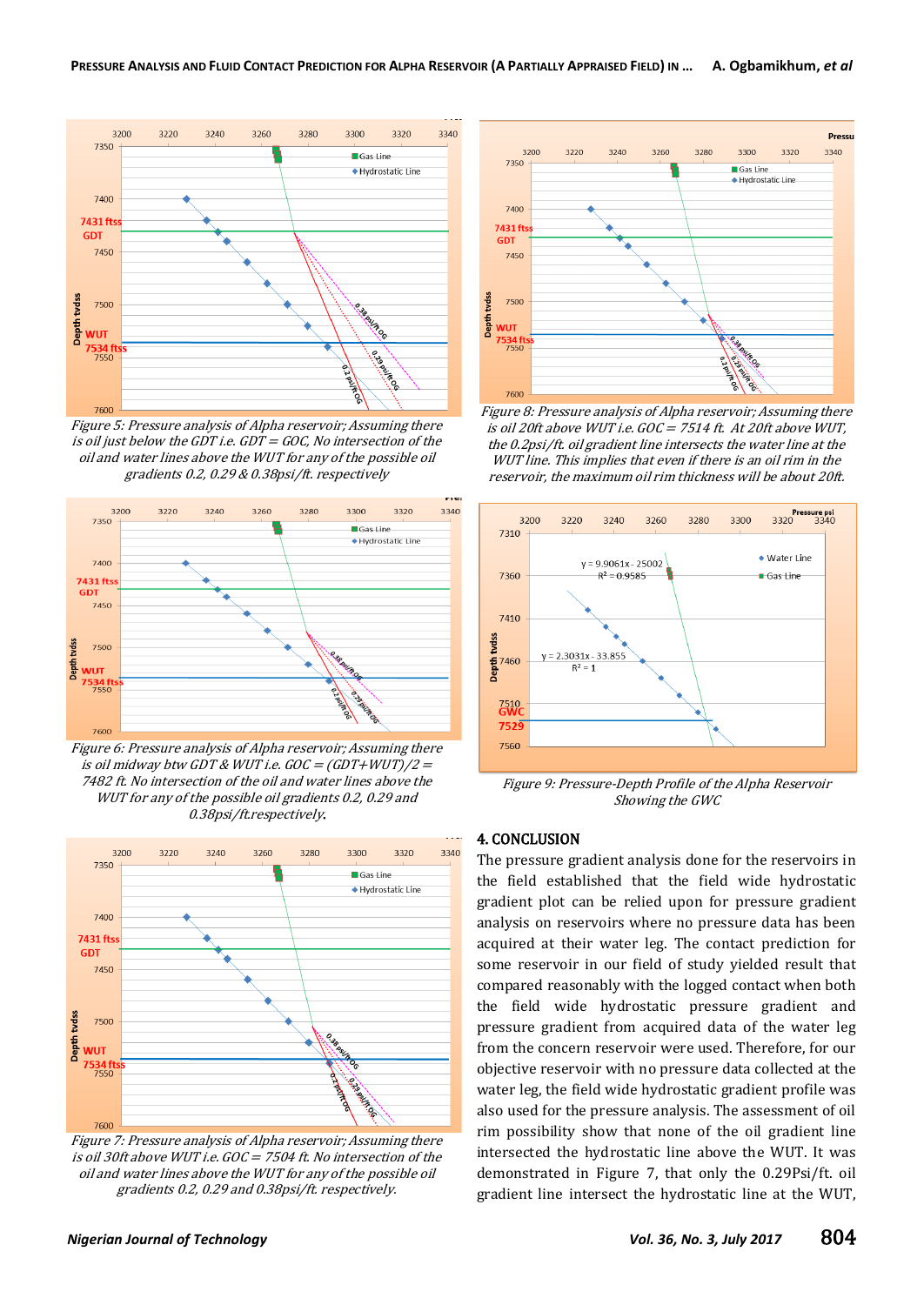Figure 5: Pressure analysis of Alpha reservoir; Assuming there is oil just below the GDT i.e. GDT = GOC, No intersection of the oil and water lines above the WUT for any of the possible oil gradients 0.2, 0.29 & 0.38psi/ft. respectively

Figure 6: Pressure analysis of Alpha reservoir; Assuming there is oil midway btw GDT & WUT i.e. GOC = (GDT+WUT)/2 = 7482 ft. No intersection of the oil and water lines above the WUT for any of the possible oil gradients 0.2, 0.29 and 0.38psi/ft.respectively.

Figure 7: Pressure analysis of Alpha reservoir; Assuming there is oil 30ft above WUT i.e. GOC = 7504 ft. No intersection of the oil and water lines above the WUT for any of the possible oil gradients 0.2, 0.29 and 0.38psi/ft. respectively.

Figure 8: Pressure analysis of Alpha reservoir; Assuming there is oil 20ft above WUT i.e. GOC = 7514 ft. At 20ft above WUT, the 0.2psi/ft. oil gradient line intersects the water line at the WUT line. This implies that even if there is an oil rim in the reservoir, the maximum oil rim thickness will be about 20ft.

Figure 9: Pressure-Depth Profile of the Alpha Reservoir Showing the GWC

## 4. CONCLUSION

The pressure gradient analysis done for the reservoirs in the field established that the field wide hydrostatic gradient plot can be relied upon for pressure gradient analysis on reservoirs where no pressure data has been acquired at their water leg. The contact prediction for some reservoir in our field of study yielded result that compared reasonably with the logged contact when both the field wide hydrostatic pressure gradient and pressure gradient from acquired data of the water leg from the concern reservoir were used. Therefore, for our objective reservoir with no pressure data collected at the water leg, the field wide hydrostatic gradient profile was also used for the pressure analysis. The assessment of oil rim possibility show that none of the oil gradient line intersected the hydrostatic line above the WUT. It was demonstrated in Figure 7, that only the 0.29Psi/ft. oil gradient line intersect the hydrostatic line at the WUT,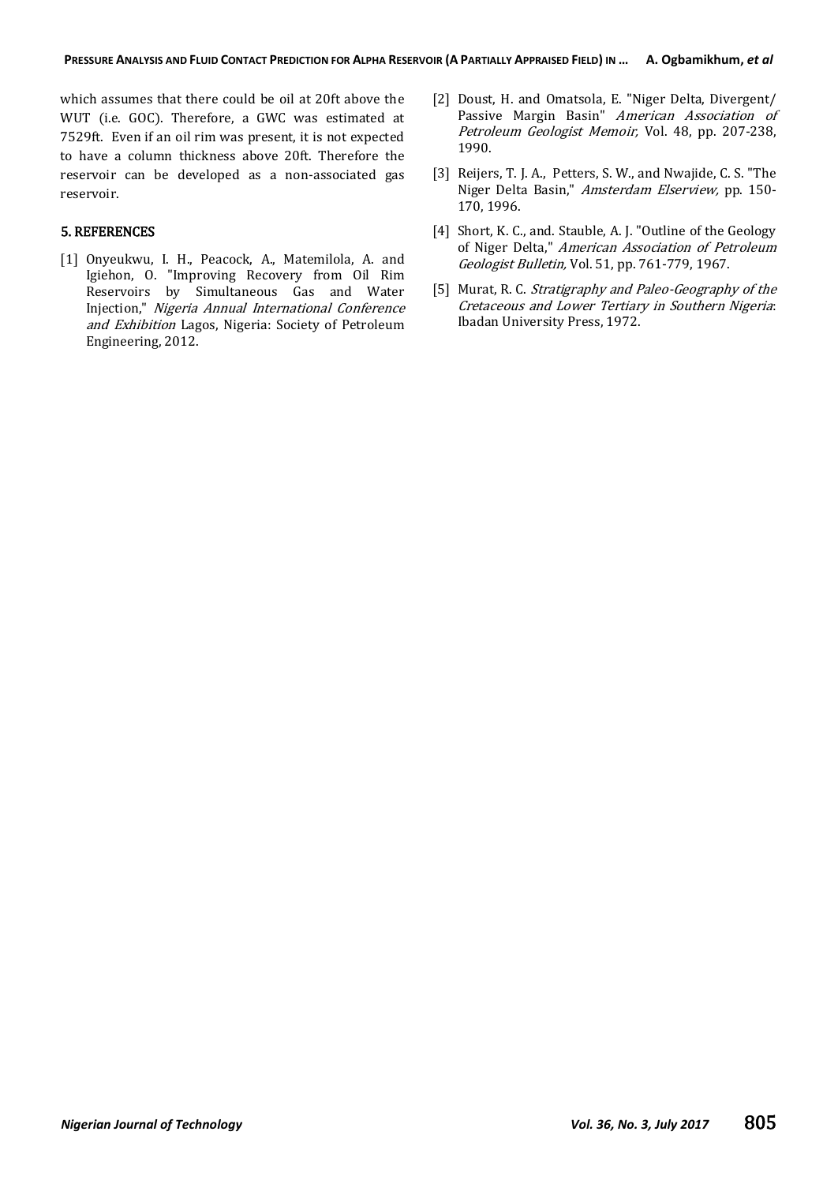which assumes that there could be oil at 20ft above the WUT (i.e. GOC). Therefore, a GWC was estimated at 7529ft. Even if an oil rim was present, it is not expected to have a column thickness above 20ft. Therefore the reservoir can be developed as a non-associated gas reservoir.

## 5. REFERENCES

[1] Onyeukwu, I. H., Peacock, A., Matemilola, A. and Igiehon, O. "Improving Recovery from Oil Rim Reservoirs by Simultaneous Gas and Water Injection," *Nigeria Annual International Conference and Exhibition* Lagos, Nigeria: Society of Petroleum Engineering, 2012.

[2] Doust, H. and Omatsola, E. "Niger Delta, Divergent/ Passive Margin Basin" *American Association of Petroleum Geologist Memoir,* Vol. 48, pp. 207-238, 1990.

[3] Reijers, T. J. A., Petters, S. W., and Nwajide, C. S. "The Niger Delta Basin," *Amsterdam Elserview,* pp. 150-170, 1996.

[4] Short, K. C., and. Stauble, A. J. "Outline of the Geology of Niger Delta," *American Association of Petroleum Geologist Bulletin,* Vol. 51, pp. 761-779, 1967.

[5] Murat, R. C. *Stratigraphy and Paleo-Geography of the Cretaceous and Lower Tertiary in Southern Nigeria*: Ibadan University Press, 1972.